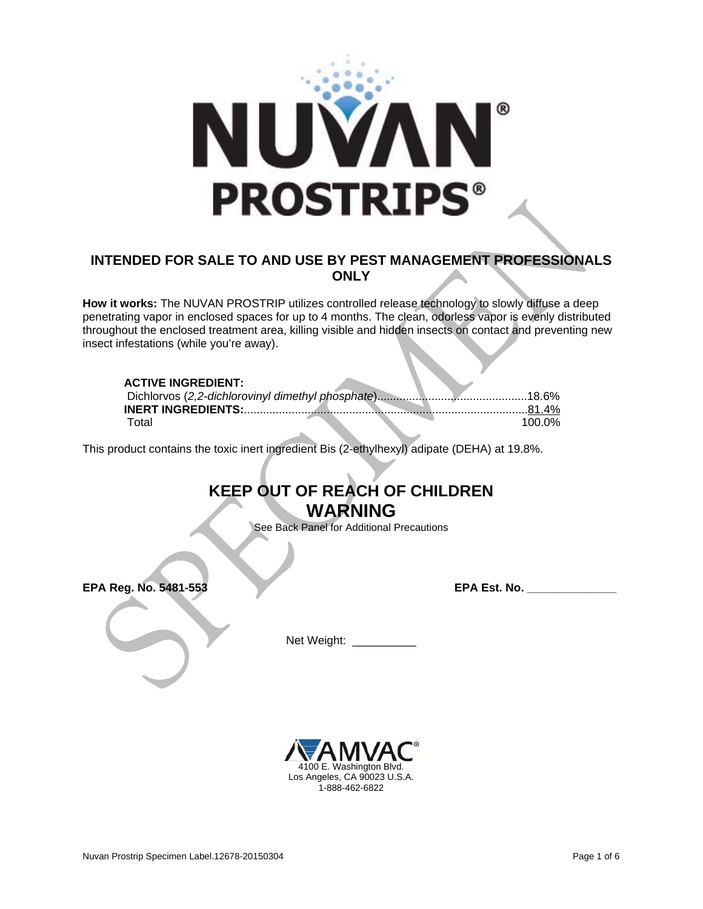# NUVAN® PROSTRIPS®

## INTENDED FOR SALE TO AND USE BY PEST MANAGEMENT PROFESSIONALS ONLY

**How it works:** The NUVAN PROSTRIP utilizes controlled release technology to slowly diffuse a deep penetrating vapor in enclosed spaces for up to 4 months. The clean, odorless vapor is evenly distributed throughout the enclosed treatment area, killing visible and hidden insects on contact and preventing new insect infestations (while you're away).

| **ACTIVE INGREDIENT:** | |
|---|---|
| Dichlorvos (*2,2-dichlorovinyl dimethyl phosphate*) | 18.6% |
| **INERT INGREDIENTS:** | 81.4% |
| Total | 100.0% |

This product contains the toxic inert ingredient Bis (2-ethylhexyl) adipate (DEHA) at 19.8%.

## KEEP OUT OF REACH OF CHILDREN
## WARNING

See Back Panel for Additional Precautions

**EPA Reg. No. 5481-553**

**EPA Est. No.** ______________

Net Weight: __________

AMVAC®
4100 E. Washington Blvd.
Los Angeles, CA 90023 U.S.A.
1-888-462-6822

Nuvan Prostrip Specimen Label.12678-20150304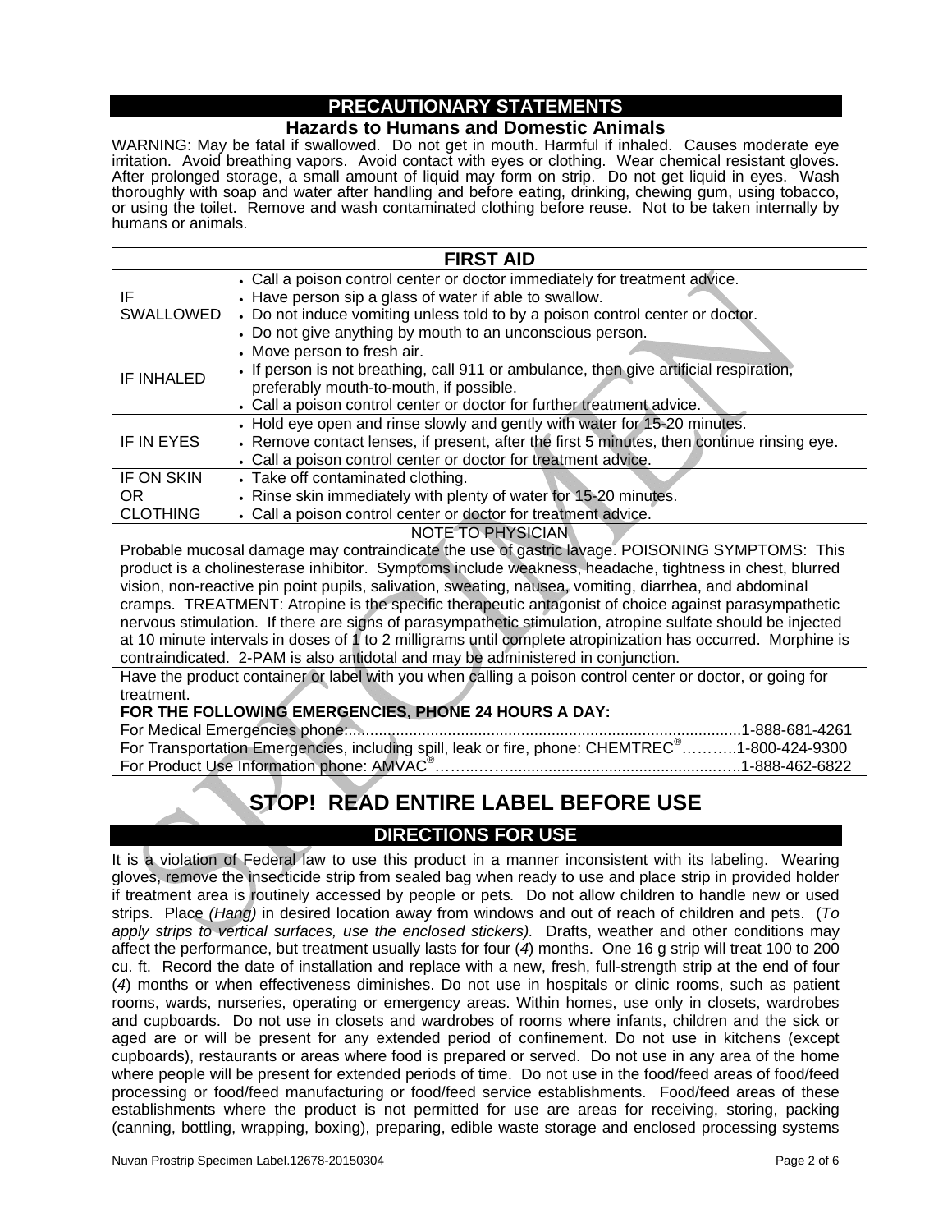## PRECAUTIONARY STATEMENTS

### Hazards to Humans and Domestic Animals

WARNING: May be fatal if swallowed. Do not get in mouth. Harmful if inhaled. Causes moderate eye irritation. Avoid breathing vapors. Avoid contact with eyes or clothing. Wear chemical resistant gloves. After prolonged storage, a small amount of liquid may form on strip. Do not get liquid in eyes. Wash thoroughly with soap and water after handling and before eating, drinking, chewing gum, using tobacco, or using the toilet. Remove and wash contaminated clothing before reuse. Not to be taken internally by humans or animals.

| FIRST AID | |
|---|---|
| IF SWALLOWED | • Call a poison control center or doctor immediately for treatment advice.<br>• Have person sip a glass of water if able to swallow.<br>• Do not induce vomiting unless told to by a poison control center or doctor.<br>• Do not give anything by mouth to an unconscious person. |
| IF INHALED | • Move person to fresh air.<br>• If person is not breathing, call 911 or ambulance, then give artificial respiration, preferably mouth-to-mouth, if possible.<br>• Call a poison control center or doctor for further treatment advice. |
| IF IN EYES | • Hold eye open and rinse slowly and gently with water for 15-20 minutes.<br>• Remove contact lenses, if present, after the first 5 minutes, then continue rinsing eye.<br>• Call a poison control center or doctor for treatment advice. |
| IF ON SKIN OR CLOTHING | • Take off contaminated clothing.<br>• Rinse skin immediately with plenty of water for 15-20 minutes.<br>• Call a poison control center or doctor for treatment advice. |

NOTE TO PHYSICIAN

Probable mucosal damage may contraindicate the use of gastric lavage. POISONING SYMPTOMS: This product is a cholinesterase inhibitor. Symptoms include weakness, headache, tightness in chest, blurred vision, non-reactive pin point pupils, salivation, sweating, nausea, vomiting, diarrhea, and abdominal cramps. TREATMENT: Atropine is the specific therapeutic antagonist of choice against parasympathetic nervous stimulation. If there are signs of parasympathetic stimulation, atropine sulfate should be injected at 10 minute intervals in doses of 1 to 2 milligrams until complete atropinization has occurred. Morphine is contraindicated. 2-PAM is also antidotal and may be administered in conjunction.

Have the product container or label with you when calling a poison control center or doctor, or going for treatment.

**FOR THE FOLLOWING EMERGENCIES, PHONE 24 HOURS A DAY:**

For Medical Emergencies phone:..........................................................................................1-888-681-4261
For Transportation Emergencies, including spill, leak or fire, phone: CHEMTREC®……….1-800-424-9300
For Product Use Information phone: AMVAC®……...……..................................................…..1-888-462-6822

## STOP! READ ENTIRE LABEL BEFORE USE

## DIRECTIONS FOR USE

It is a violation of Federal law to use this product in a manner inconsistent with its labeling. Wearing gloves, remove the insecticide strip from sealed bag when ready to use and place strip in provided holder if treatment area is routinely accessed by people or pets. Do not allow children to handle new or used strips. Place *(Hang)* in desired location away from windows and out of reach of children and pets. (*To apply strips to vertical surfaces, use the enclosed stickers).* Drafts, weather and other conditions may affect the performance, but treatment usually lasts for four (*4*) months. One 16 g strip will treat 100 to 200 cu. ft. Record the date of installation and replace with a new, fresh, full-strength strip at the end of four (*4*) months or when effectiveness diminishes. Do not use in hospitals or clinic rooms, such as patient rooms, wards, nurseries, operating or emergency areas. Within homes, use only in closets, wardrobes and cupboards. Do not use in closets and wardrobes of rooms where infants, children and the sick or aged are or will be present for any extended period of confinement. Do not use in kitchens (except cupboards), restaurants or areas where food is prepared or served. Do not use in any area of the home where people will be present for extended periods of time. Do not use in the food/feed areas of food/feed processing or food/feed manufacturing or food/feed service establishments. Food/feed areas of these establishments where the product is not permitted for use are areas for receiving, storing, packing (canning, bottling, wrapping, boxing), preparing, edible waste storage and enclosed processing systems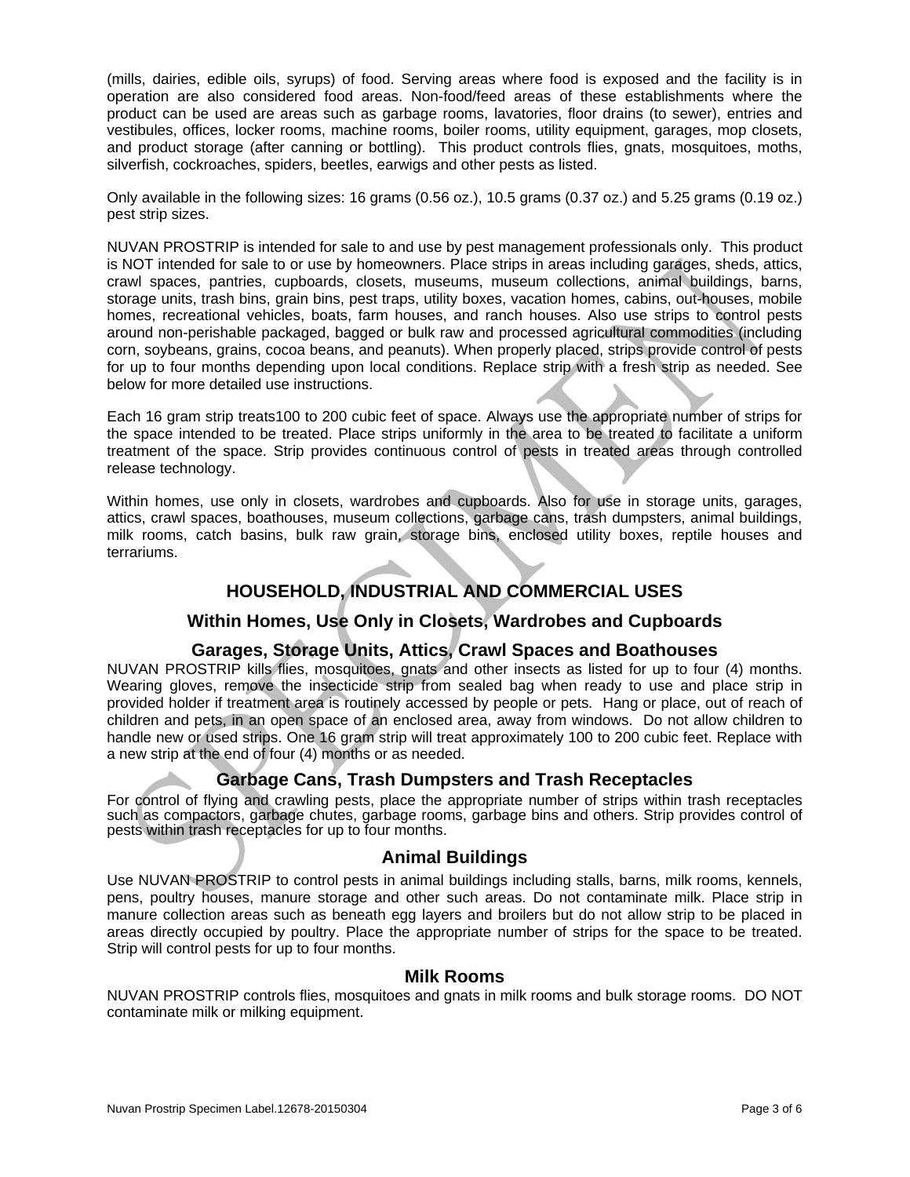(mills, dairies, edible oils, syrups) of food. Serving areas where food is exposed and the facility is in operation are also considered food areas. Non-food/feed areas of these establishments where the product can be used are areas such as garbage rooms, lavatories, floor drains (to sewer), entries and vestibules, offices, locker rooms, machine rooms, boiler rooms, utility equipment, garages, mop closets, and product storage (after canning or bottling). This product controls flies, gnats, mosquitoes, moths, silverfish, cockroaches, spiders, beetles, earwigs and other pests as listed.

Only available in the following sizes: 16 grams (0.56 oz.), 10.5 grams (0.37 oz.) and 5.25 grams (0.19 oz.) pest strip sizes.

NUVAN PROSTRIP is intended for sale to and use by pest management professionals only. This product is NOT intended for sale to or use by homeowners. Place strips in areas including garages, sheds, attics, crawl spaces, pantries, cupboards, closets, museums, museum collections, animal buildings, barns, storage units, trash bins, grain bins, pest traps, utility boxes, vacation homes, cabins, out-houses, mobile homes, recreational vehicles, boats, farm houses, and ranch houses. Also use strips to control pests around non-perishable packaged, bagged or bulk raw and processed agricultural commodities (including corn, soybeans, grains, cocoa beans, and peanuts). When properly placed, strips provide control of pests for up to four months depending upon local conditions. Replace strip with a fresh strip as needed. See below for more detailed use instructions.

Each 16 gram strip treats100 to 200 cubic feet of space. Always use the appropriate number of strips for the space intended to be treated. Place strips uniformly in the area to be treated to facilitate a uniform treatment of the space. Strip provides continuous control of pests in treated areas through controlled release technology.

Within homes, use only in closets, wardrobes and cupboards. Also for use in storage units, garages, attics, crawl spaces, boathouses, museum collections, garbage cans, trash dumpsters, animal buildings, milk rooms, catch basins, bulk raw grain, storage bins, enclosed utility boxes, reptile houses and terrariums.

## HOUSEHOLD, INDUSTRIAL AND COMMERCIAL USES

### Within Homes, Use Only in Closets, Wardrobes and Cupboards

### Garages, Storage Units, Attics, Crawl Spaces and Boathouses

NUVAN PROSTRIP kills flies, mosquitoes, gnats and other insects as listed for up to four (4) months. Wearing gloves, remove the insecticide strip from sealed bag when ready to use and place strip in provided holder if treatment area is routinely accessed by people or pets. Hang or place, out of reach of children and pets, in an open space of an enclosed area, away from windows. Do not allow children to handle new or used strips. One 16 gram strip will treat approximately 100 to 200 cubic feet. Replace with a new strip at the end of four (4) months or as needed.

### Garbage Cans, Trash Dumpsters and Trash Receptacles

For control of flying and crawling pests, place the appropriate number of strips within trash receptacles such as compactors, garbage chutes, garbage rooms, garbage bins and others. Strip provides control of pests within trash receptacles for up to four months.

### Animal Buildings

Use NUVAN PROSTRIP to control pests in animal buildings including stalls, barns, milk rooms, kennels, pens, poultry houses, manure storage and other such areas. Do not contaminate milk. Place strip in manure collection areas such as beneath egg layers and broilers but do not allow strip to be placed in areas directly occupied by poultry. Place the appropriate number of strips for the space to be treated. Strip will control pests for up to four months.

### Milk Rooms

NUVAN PROSTRIP controls flies, mosquitoes and gnats in milk rooms and bulk storage rooms. DO NOT contaminate milk or milking equipment.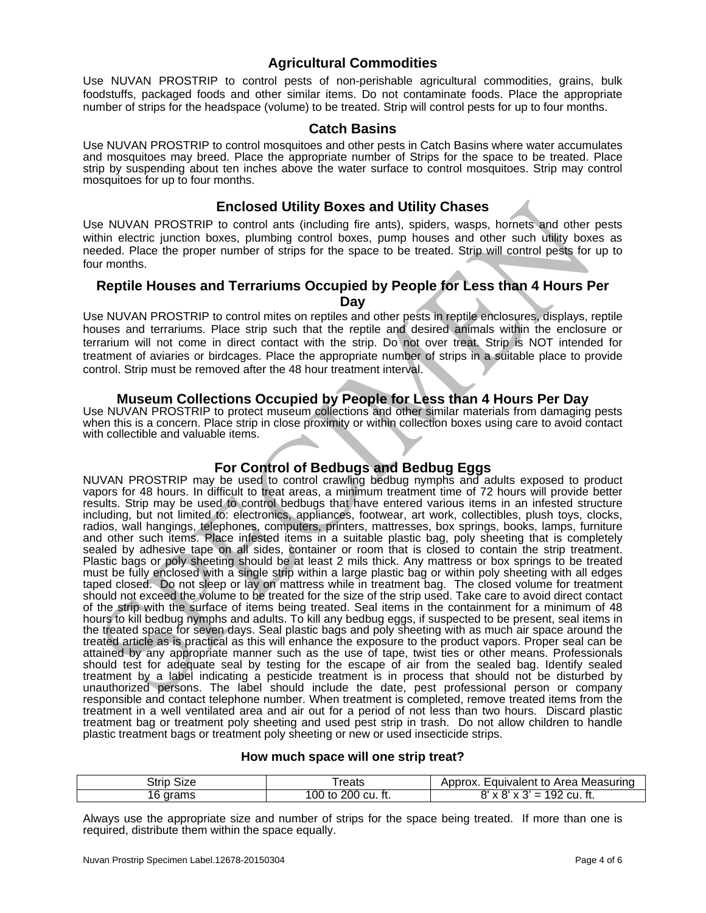## Agricultural Commodities

Use NUVAN PROSTRIP to control pests of non-perishable agricultural commodities, grains, bulk foodstuffs, packaged foods and other similar items. Do not contaminate foods. Place the appropriate number of strips for the headspace (volume) to be treated. Strip will control pests for up to four months.

## Catch Basins

Use NUVAN PROSTRIP to control mosquitoes and other pests in Catch Basins where water accumulates and mosquitoes may breed. Place the appropriate number of Strips for the space to be treated. Place strip by suspending about ten inches above the water surface to control mosquitoes. Strip may control mosquitoes for up to four months.

## Enclosed Utility Boxes and Utility Chases

Use NUVAN PROSTRIP to control ants (including fire ants), spiders, wasps, hornets and other pests within electric junction boxes, plumbing control boxes, pump houses and other such utility boxes as needed. Place the proper number of strips for the space to be treated. Strip will control pests for up to four months.

## Reptile Houses and Terrariums Occupied by People for Less than 4 Hours Per Day

Use NUVAN PROSTRIP to control mites on reptiles and other pests in reptile enclosures, displays, reptile houses and terrariums. Place strip such that the reptile and desired animals within the enclosure or terrarium will not come in direct contact with the strip. Do not over treat. Strip is NOT intended for treatment of aviaries or birdcages. Place the appropriate number of strips in a suitable place to provide control. Strip must be removed after the 48 hour treatment interval.

## Museum Collections Occupied by People for Less than 4 Hours Per Day

Use NUVAN PROSTRIP to protect museum collections and other similar materials from damaging pests when this is a concern. Place strip in close proximity or within collection boxes using care to avoid contact with collectible and valuable items.

## For Control of Bedbugs and Bedbug Eggs

NUVAN PROSTRIP may be used to control crawling bedbug nymphs and adults exposed to product vapors for 48 hours. In difficult to treat areas, a minimum treatment time of 72 hours will provide better results. Strip may be used to control bedbugs that have entered various items in an infested structure including, but not limited to: electronics, appliances, footwear, art work, collectibles, plush toys, clocks, radios, wall hangings, telephones, computers, printers, mattresses, box springs, books, lamps, furniture and other such items. Place infested items in a suitable plastic bag, poly sheeting that is completely sealed by adhesive tape on all sides, container or room that is closed to contain the strip treatment. Plastic bags or poly sheeting should be at least 2 mils thick. Any mattress or box springs to be treated must be fully enclosed with a single strip within a large plastic bag or within poly sheeting with all edges taped closed. Do not sleep or lay on mattress while in treatment bag. The closed volume for treatment should not exceed the volume to be treated for the size of the strip used. Take care to avoid direct contact of the strip with the surface of items being treated. Seal items in the containment for a minimum of 48 hours to kill bedbug nymphs and adults. To kill any bedbug eggs, if suspected to be present, seal items in the treated space for seven days. Seal plastic bags and poly sheeting with as much air space around the treated article as is practical as this will enhance the exposure to the product vapors. Proper seal can be attained by any appropriate manner such as the use of tape, twist ties or other means. Professionals should test for adequate seal by testing for the escape of air from the sealed bag. Identify sealed treatment by a label indicating a pesticide treatment is in process that should not be disturbed by unauthorized persons. The label should include the date, pest professional person or company responsible and contact telephone number. When treatment is completed, remove treated items from the treatment in a well ventilated area and air out for a period of not less than two hours. Discard plastic treatment bag or treatment poly sheeting and used pest strip in trash. Do not allow children to handle plastic treatment bags or treatment poly sheeting or new or used insecticide strips.

### How much space will one strip treat?

| Strip Size | Treats | Approx. Equivalent to Area Measuring |
|---|---|---|
| 16 grams | 100 to 200 cu. ft. | 8' x 8' x 3' = 192 cu. ft. |

Always use the appropriate size and number of strips for the space being treated. If more than one is required, distribute them within the space equally.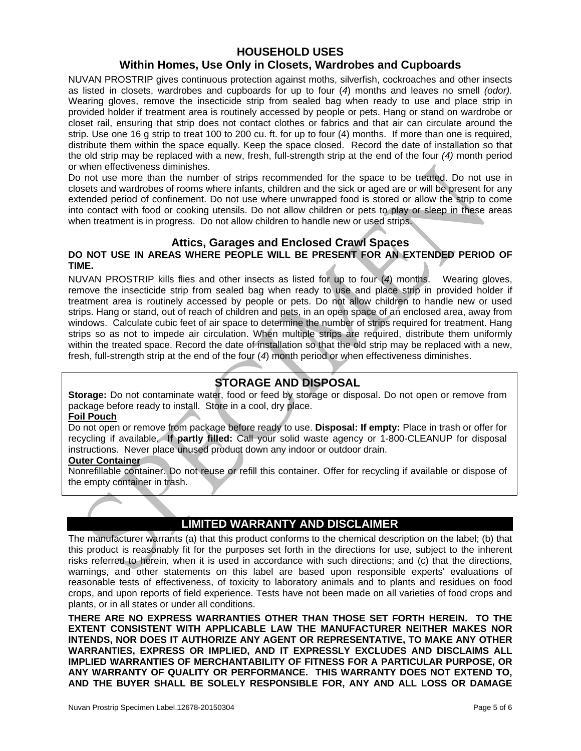## HOUSEHOLD USES

### Within Homes, Use Only in Closets, Wardrobes and Cupboards

NUVAN PROSTRIP gives continuous protection against moths, silverfish, cockroaches and other insects as listed in closets, wardrobes and cupboards for up to four (*4*) months and leaves no smell *(odor).* Wearing gloves, remove the insecticide strip from sealed bag when ready to use and place strip in provided holder if treatment area is routinely accessed by people or pets. Hang or stand on wardrobe or closet rail, ensuring that strip does not contact clothes or fabrics and that air can circulate around the strip. Use one 16 g strip to treat 100 to 200 cu. ft. for up to four (4) months. If more than one is required, distribute them within the space equally. Keep the space closed. Record the date of installation so that the old strip may be replaced with a new, fresh, full-strength strip at the end of the four *(4)* month period or when effectiveness diminishes.

Do not use more than the number of strips recommended for the space to be treated. Do not use in closets and wardrobes of rooms where infants, children and the sick or aged are or will be present for any extended period of confinement. Do not use where unwrapped food is stored or allow the strip to come into contact with food or cooking utensils. Do not allow children or pets to play or sleep in these areas when treatment is in progress. Do not allow children to handle new or used strips.

### Attics, Garages and Enclosed Crawl Spaces

**DO NOT USE IN AREAS WHERE PEOPLE WILL BE PRESENT FOR AN EXTENDED PERIOD OF TIME.**

NUVAN PROSTRIP kills flies and other insects as listed for up to four (*4*) months. Wearing gloves, remove the insecticide strip from sealed bag when ready to use and place strip in provided holder if treatment area is routinely accessed by people or pets. Do not allow children to handle new or used strips. Hang or stand, out of reach of children and pets, in an open space of an enclosed area, away from windows. Calculate cubic feet of air space to determine the number of strips required for treatment. Hang strips so as not to impede air circulation. When multiple strips are required, distribute them uniformly within the treated space. Record the date of installation so that the old strip may be replaced with a new, fresh, full-strength strip at the end of the four (*4*) month period or when effectiveness diminishes.

## STORAGE AND DISPOSAL

**Storage:** Do not contaminate water, food or feed by storage or disposal. Do not open or remove from package before ready to install. Store in a cool, dry place.

**Foil Pouch**

Do not open or remove from package before ready to use. **Disposal: If empty:** Place in trash or offer for recycling if available. **If partly filled:** Call your solid waste agency or 1-800-CLEANUP for disposal instructions. Never place unused product down any indoor or outdoor drain.

**Outer Container**

Nonrefillable container. Do not reuse or refill this container. Offer for recycling if available or dispose of the empty container in trash.

## LIMITED WARRANTY AND DISCLAIMER

The manufacturer warrants (a) that this product conforms to the chemical description on the label; (b) that this product is reasonably fit for the purposes set forth in the directions for use, subject to the inherent risks referred to herein, when it is used in accordance with such directions; and (c) that the directions, warnings, and other statements on this label are based upon responsible experts' evaluations of reasonable tests of effectiveness, of toxicity to laboratory animals and to plants and residues on food crops, and upon reports of field experience. Tests have not been made on all varieties of food crops and plants, or in all states or under all conditions.

**THERE ARE NO EXPRESS WARRANTIES OTHER THAN THOSE SET FORTH HEREIN. TO THE EXTENT CONSISTENT WITH APPLICABLE LAW THE MANUFACTURER NEITHER MAKES NOR INTENDS, NOR DOES IT AUTHORIZE ANY AGENT OR REPRESENTATIVE, TO MAKE ANY OTHER WARRANTIES, EXPRESS OR IMPLIED, AND IT EXPRESSLY EXCLUDES AND DISCLAIMS ALL IMPLIED WARRANTIES OF MERCHANTABILITY OF FITNESS FOR A PARTICULAR PURPOSE, OR ANY WARRANTY OF QUALITY OR PERFORMANCE. THIS WARRANTY DOES NOT EXTEND TO, AND THE BUYER SHALL BE SOLELY RESPONSIBLE FOR, ANY AND ALL LOSS OR DAMAGE**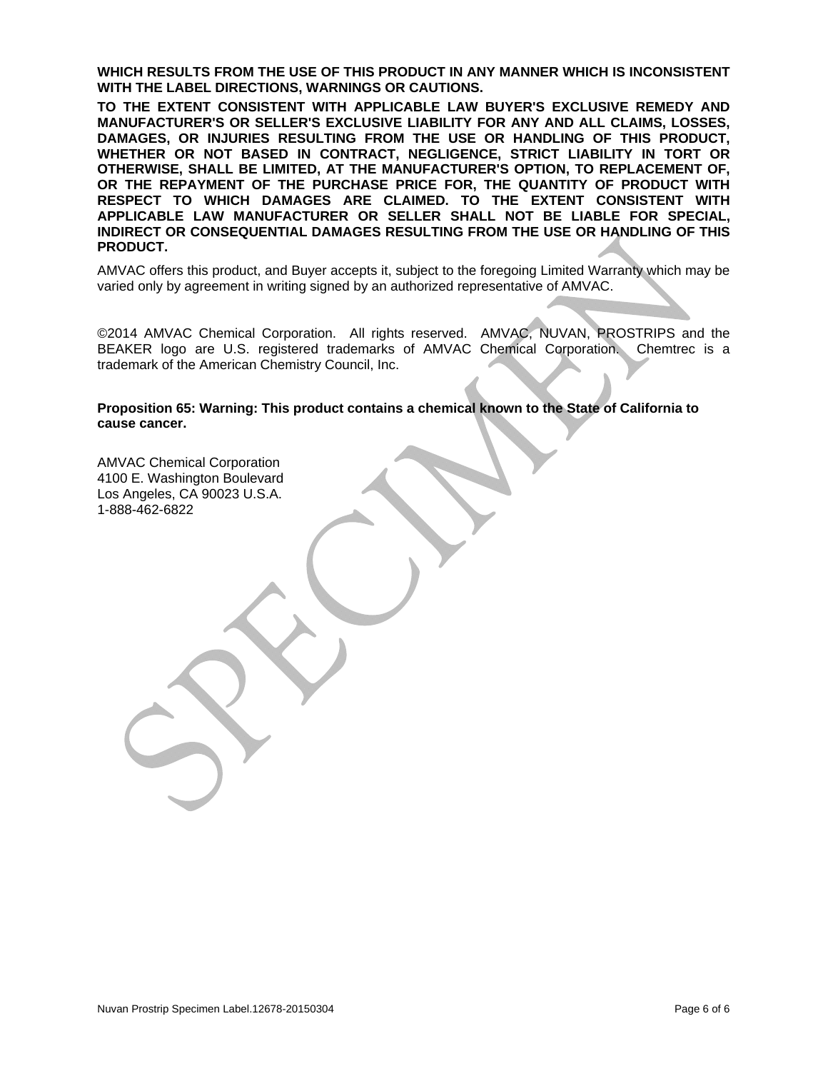**WHICH RESULTS FROM THE USE OF THIS PRODUCT IN ANY MANNER WHICH IS INCONSISTENT WITH THE LABEL DIRECTIONS, WARNINGS OR CAUTIONS.**

**TO THE EXTENT CONSISTENT WITH APPLICABLE LAW BUYER'S EXCLUSIVE REMEDY AND MANUFACTURER'S OR SELLER'S EXCLUSIVE LIABILITY FOR ANY AND ALL CLAIMS, LOSSES, DAMAGES, OR INJURIES RESULTING FROM THE USE OR HANDLING OF THIS PRODUCT, WHETHER OR NOT BASED IN CONTRACT, NEGLIGENCE, STRICT LIABILITY IN TORT OR OTHERWISE, SHALL BE LIMITED, AT THE MANUFACTURER'S OPTION, TO REPLACEMENT OF, OR THE REPAYMENT OF THE PURCHASE PRICE FOR, THE QUANTITY OF PRODUCT WITH RESPECT TO WHICH DAMAGES ARE CLAIMED. TO THE EXTENT CONSISTENT WITH APPLICABLE LAW MANUFACTURER OR SELLER SHALL NOT BE LIABLE FOR SPECIAL, INDIRECT OR CONSEQUENTIAL DAMAGES RESULTING FROM THE USE OR HANDLING OF THIS PRODUCT.**

AMVAC offers this product, and Buyer accepts it, subject to the foregoing Limited Warranty which may be varied only by agreement in writing signed by an authorized representative of AMVAC.

©2014 AMVAC Chemical Corporation. All rights reserved. AMVAC, NUVAN, PROSTRIPS and the BEAKER logo are U.S. registered trademarks of AMVAC Chemical Corporation. Chemtrec is a trademark of the American Chemistry Council, Inc.

**Proposition 65: Warning: This product contains a chemical known to the State of California to cause cancer.**

AMVAC Chemical Corporation
4100 E. Washington Boulevard
Los Angeles, CA 90023 U.S.A.
1-888-462-6822